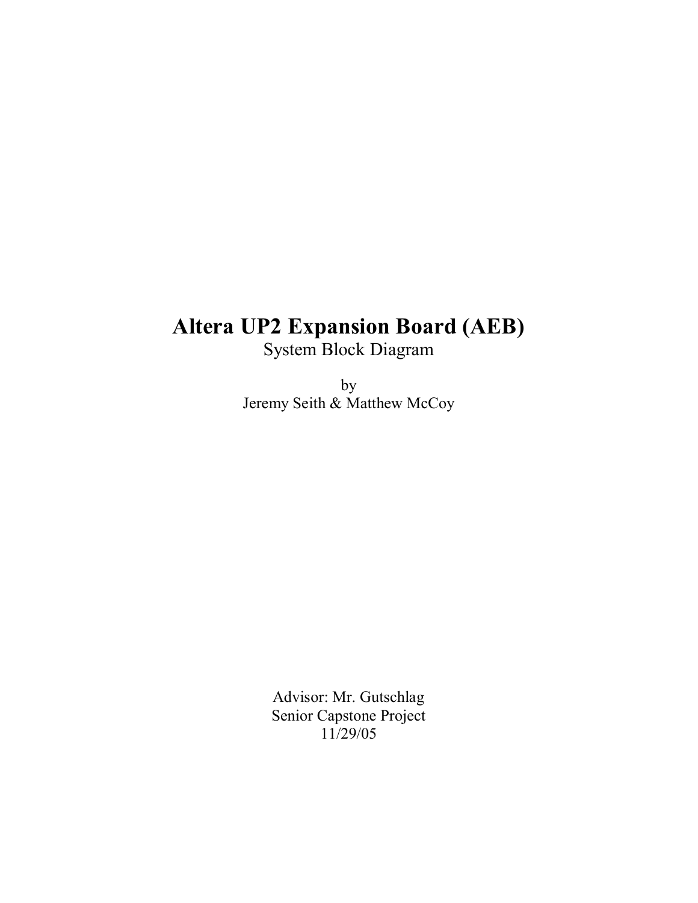# Altera UP2 Expansion Board (AEB)

System Block Diagram

by

Jeremy Seith & Matthew McCoy

Advisor: Mr. Gutschlag

Senior Capstone Project

11/29/05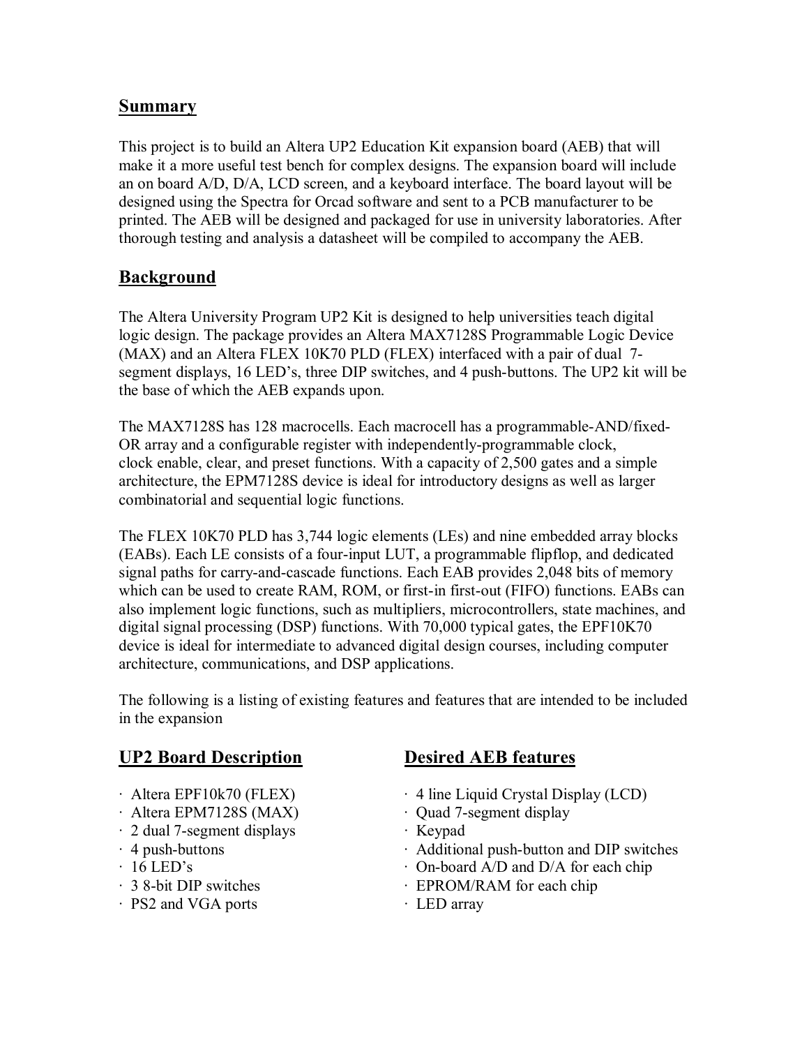## Summary

This project is to build an Altera UP2 Education Kit expansion board (AEB) that will make it a more useful test bench for complex designs. The expansion board will include an on board A/D, D/A, LCD screen, and a keyboard interface. The board layout will be designed using the Spectra for Orcad software and sent to a PCB manufacturer to be printed. The AEB will be designed and packaged for use in university laboratories. After thorough testing and analysis a datasheet will be compiled to accompany the AEB.

## Background

The Altera University Program UP2 Kit is designed to help universities teach digital logic design. The package provides an Altera MAX7128S Programmable Logic Device (MAX) and an Altera FLEX 10K70 PLD (FLEX) interfaced with a pair of dual 7-segment displays, 16 LED's, three DIP switches, and 4 push-buttons. The UP2 kit will be the base of which the AEB expands upon.

The MAX7128S has 128 macrocells. Each macrocell has a programmable-AND/fixed-OR array and a configurable register with independently-programmable clock, clock enable, clear, and preset functions. With a capacity of 2,500 gates and a simple architecture, the EPM7128S device is ideal for introductory designs as well as larger combinatorial and sequential logic functions.

The FLEX 10K70 PLD has 3,744 logic elements (LEs) and nine embedded array blocks (EABs). Each LE consists of a four-input LUT, a programmable flipflop, and dedicated signal paths for carry-and-cascade functions. Each EAB provides 2,048 bits of memory which can be used to create RAM, ROM, or first-in first-out (FIFO) functions. EABs can also implement logic functions, such as multipliers, microcontrollers, state machines, and digital signal processing (DSP) functions. With 70,000 typical gates, the EPF10K70 device is ideal for intermediate to advanced digital design courses, including computer architecture, communications, and DSP applications.

The following is a listing of existing features and features that are intended to be included in the expansion

## UP2 Board Description

- Altera EPF10k70 (FLEX)
- Altera EPM7128S (MAX)
- 2 dual 7-segment displays
- 4 push-buttons
- 16 LED's
- 3 8-bit DIP switches
- PS2 and VGA ports

## Desired AEB features

- 4 line Liquid Crystal Display (LCD)
- Quad 7-segment display
- Keypad
- Additional push-button and DIP switches
- On-board A/D and D/A for each chip
- EPROM/RAM for each chip
- LED array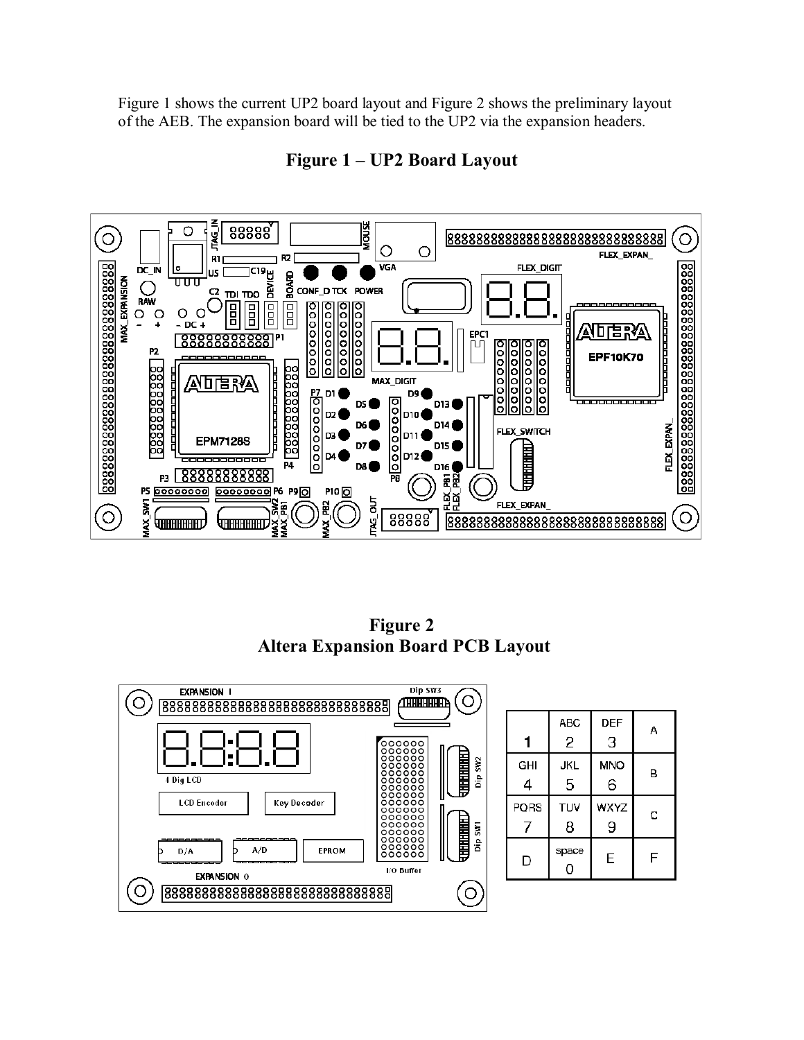Figure 1 shows the current UP2 board layout and Figure 2 shows the preliminary layout of the AEB. The expansion board will be tied to the UP2 via the expansion headers.

## Figure 1 – UP2 Board Layout

## Figure 2
## Altera Expansion Board PCB Layout

| | | | |
|---|---|---|---|
| 1 | ABC 2 | DEF 3 | A |
| GHI 4 | JKL 5 | MNO 6 | B |
| PQRS 7 | TUV 8 | WXYZ 9 | C |
| D | space 0 | E | F |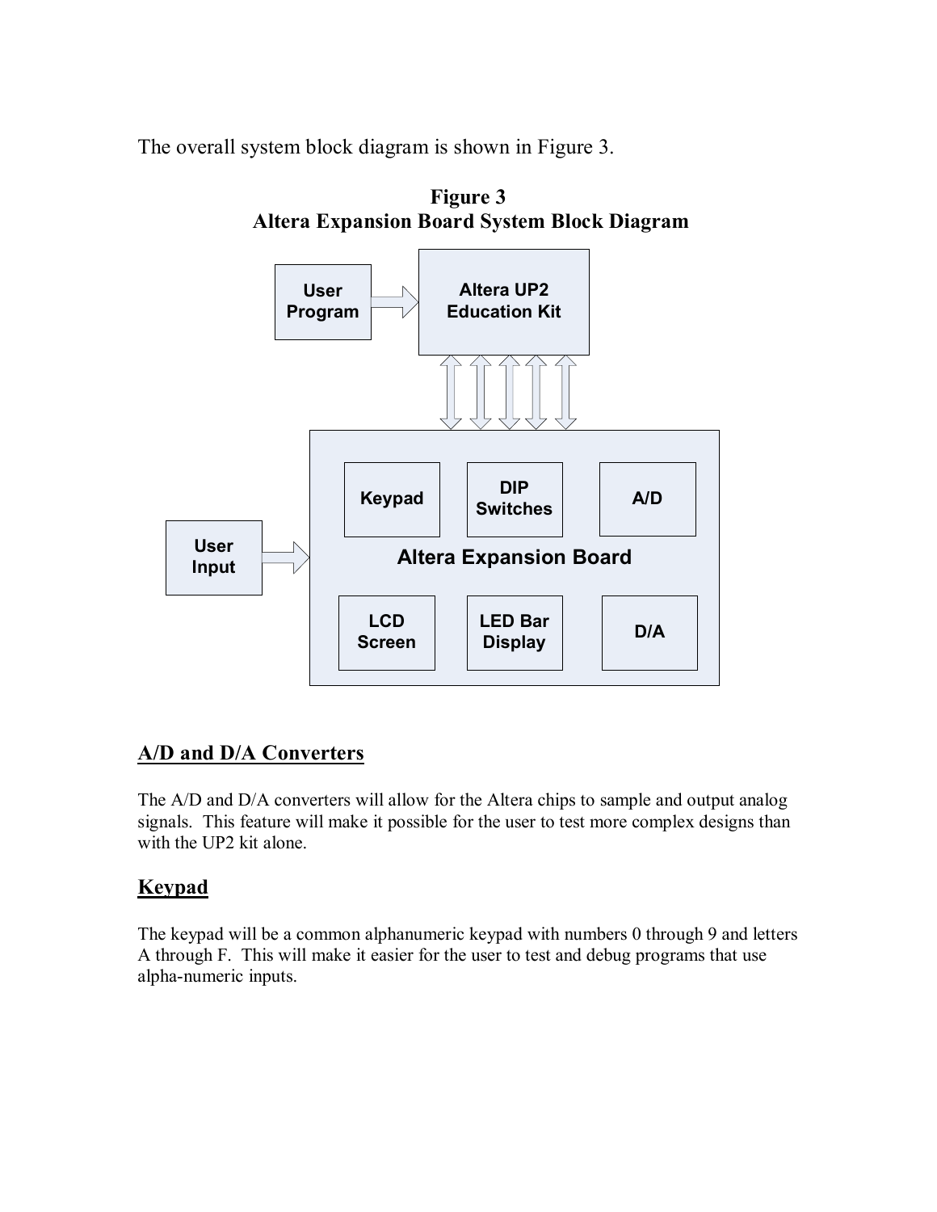The overall system block diagram is shown in Figure 3.

**Figure 3**
**Altera Expansion Board System Block Diagram**

## A/D and D/A Converters

The A/D and D/A converters will allow for the Altera chips to sample and output analog signals. This feature will make it possible for the user to test more complex designs than with the UP2 kit alone.

## Keypad

The keypad will be a common alphanumeric keypad with numbers 0 through 9 and letters A through F. This will make it easier for the user to test and debug programs that use alpha-numeric inputs.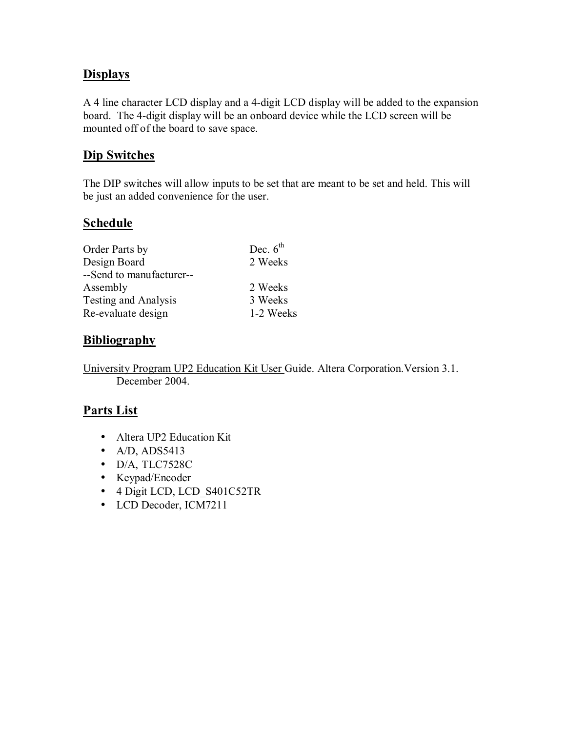## Displays

A 4 line character LCD display and a 4-digit LCD display will be added to the expansion board. The 4-digit display will be an onboard device while the LCD screen will be mounted off of the board to save space.

## Dip Switches

The DIP switches will allow inputs to be set that are meant to be set and held. This will be just an added convenience for the user.

## Schedule

| | |
|---|---|
| Order Parts by | Dec. 6th |
| Design Board | 2 Weeks |
| --Send to manufacturer-- | |
| Assembly | 2 Weeks |
| Testing and Analysis | 3 Weeks |
| Re-evaluate design | 1-2 Weeks |

## Bibliography

University Program UP2 Education Kit User Guide. Altera Corporation.Version 3.1. December 2004.

## Parts List

- Altera UP2 Education Kit
- A/D, ADS5413
- D/A, TLC7528C
- Keypad/Encoder
- 4 Digit LCD, LCD_S401C52TR
- LCD Decoder, ICM7211